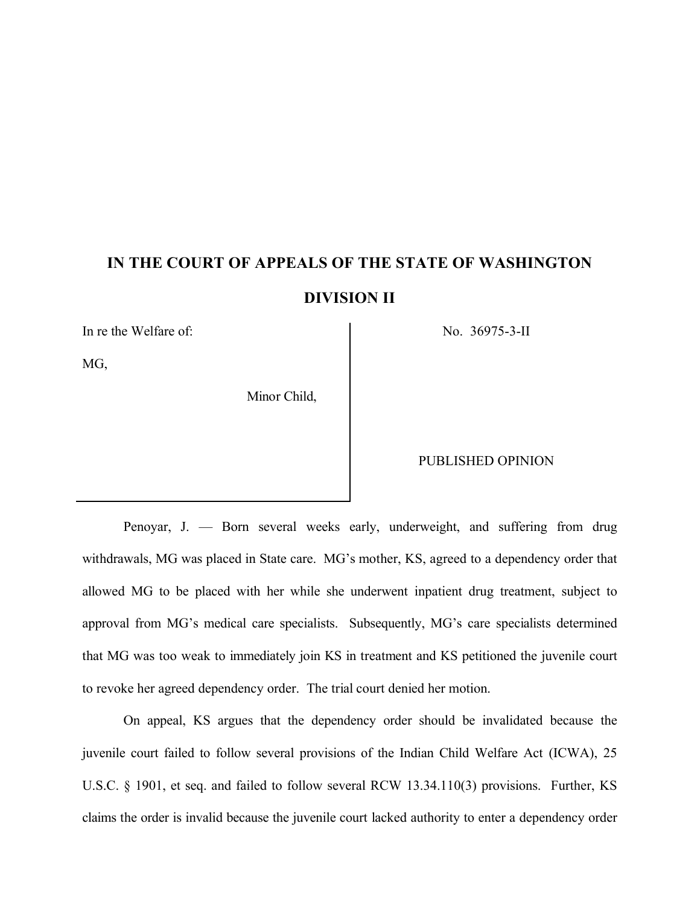# IN THE COURT OF APPEALS OF THE STATE OF WASHINGTON

## DIVISION II

In re the Welfare of:

MG,

Minor Child,

No. 36975-3-II

PUBLISHED OPINION

Penoyar, J. — Born several weeks early, underweight, and suffering from drug withdrawals, MG was placed in State care. MG's mother, KS, agreed to a dependency order that allowed MG to be placed with her while she underwent inpatient drug treatment, subject to approval from MG's medical care specialists. Subsequently, MG's care specialists determined that MG was too weak to immediately join KS in treatment and KS petitioned the juvenile court to revoke her agreed dependency order. The trial court denied her motion.

On appeal, KS argues that the dependency order should be invalidated because the juvenile court failed to follow several provisions of the Indian Child Welfare Act (ICWA), 25 U.S.C. § 1901, et seq. and failed to follow several RCW 13.34.110(3) provisions. Further, KS claims the order is invalid because the juvenile court lacked authority to enter a dependency order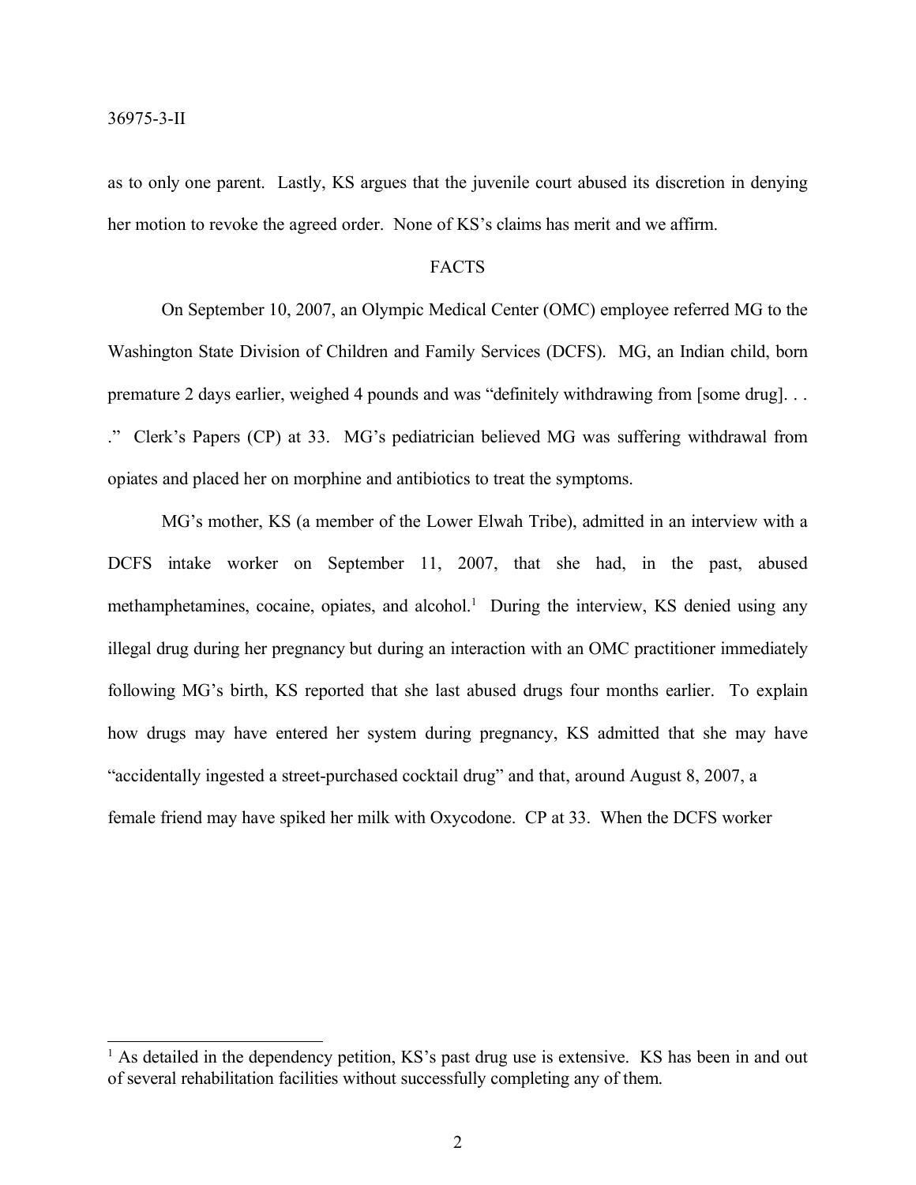as to only one parent. Lastly, KS argues that the juvenile court abused its discretion in denying her motion to revoke the agreed order. None of KS's claims has merit and we affirm.

## FACTS

On September 10, 2007, an Olympic Medical Center (OMC) employee referred MG to the Washington State Division of Children and Family Services (DCFS). MG, an Indian child, born premature 2 days earlier, weighed 4 pounds and was "definitely withdrawing from [some drug]. . . ." Clerk's Papers (CP) at 33. MG's pediatrician believed MG was suffering withdrawal from opiates and placed her on morphine and antibiotics to treat the symptoms.

MG's mother, KS (a member of the Lower Elwah Tribe), admitted in an interview with a DCFS intake worker on September 11, 2007, that she had, in the past, abused methamphetamines, cocaine, opiates, and alcohol.[1] During the interview, KS denied using any illegal drug during her pregnancy but during an interaction with an OMC practitioner immediately following MG's birth, KS reported that she last abused drugs four months earlier. To explain how drugs may have entered her system during pregnancy, KS admitted that she may have "accidentally ingested a street-purchased cocktail drug" and that, around August 8, 2007, a female friend may have spiked her milk with Oxycodone. CP at 33. When the DCFS worker

[1] As detailed in the dependency petition, KS's past drug use is extensive. KS has been in and out of several rehabilitation facilities without successfully completing any of them.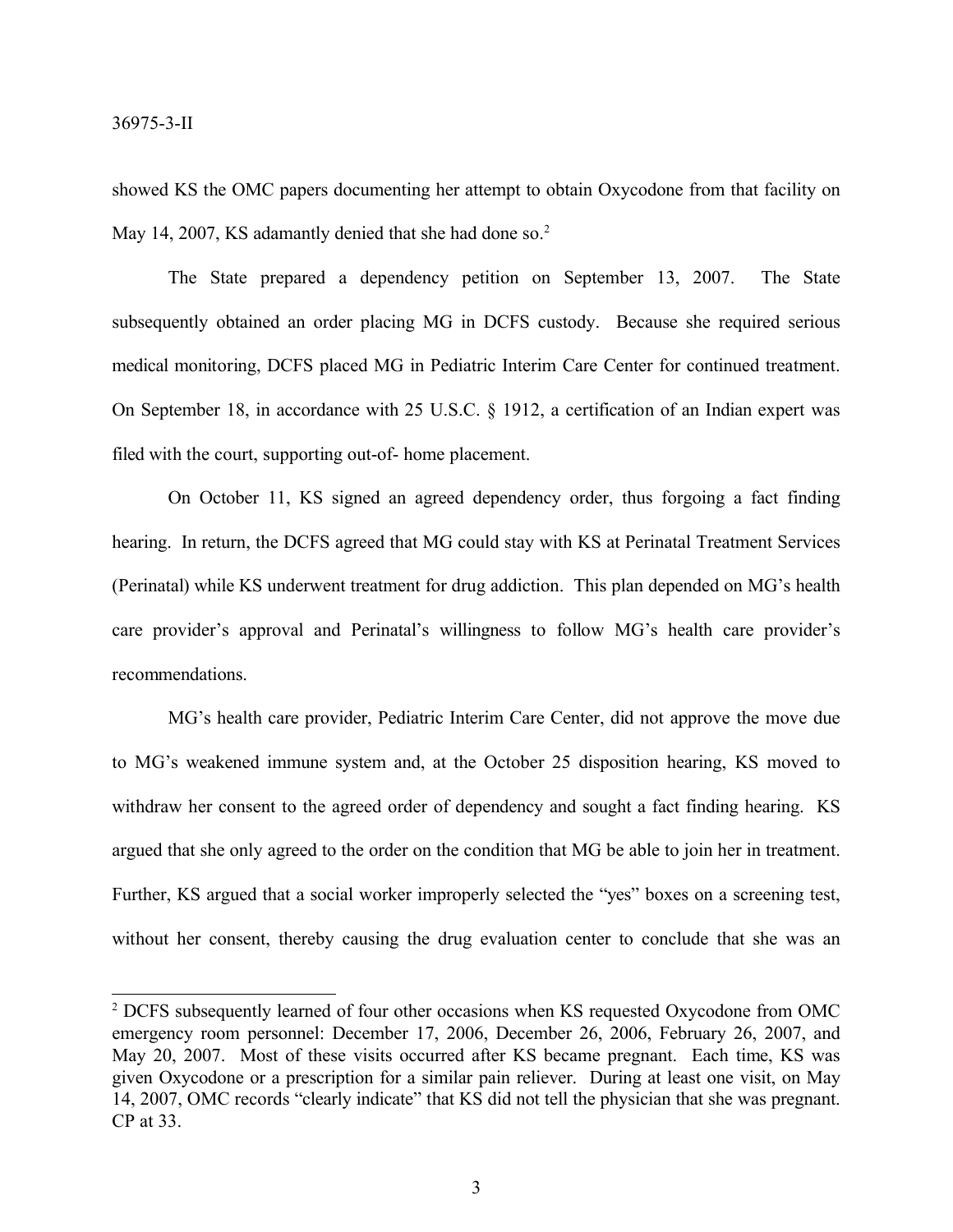showed KS the OMC papers documenting her attempt to obtain Oxycodone from that facility on May 14, 2007, KS adamantly denied that she had done so.[2]

The State prepared a dependency petition on September 13, 2007. The State subsequently obtained an order placing MG in DCFS custody. Because she required serious medical monitoring, DCFS placed MG in Pediatric Interim Care Center for continued treatment. On September 18, in accordance with 25 U.S.C. § 1912, a certification of an Indian expert was filed with the court, supporting out-of- home placement.

On October 11, KS signed an agreed dependency order, thus forgoing a fact finding hearing. In return, the DCFS agreed that MG could stay with KS at Perinatal Treatment Services (Perinatal) while KS underwent treatment for drug addiction. This plan depended on MG's health care provider's approval and Perinatal's willingness to follow MG's health care provider's recommendations.

MG's health care provider, Pediatric Interim Care Center, did not approve the move due to MG's weakened immune system and, at the October 25 disposition hearing, KS moved to withdraw her consent to the agreed order of dependency and sought a fact finding hearing. KS argued that she only agreed to the order on the condition that MG be able to join her in treatment. Further, KS argued that a social worker improperly selected the "yes" boxes on a screening test, without her consent, thereby causing the drug evaluation center to conclude that she was an

---

[2] DCFS subsequently learned of four other occasions when KS requested Oxycodone from OMC emergency room personnel: December 17, 2006, December 26, 2006, February 26, 2007, and May 20, 2007. Most of these visits occurred after KS became pregnant. Each time, KS was given Oxycodone or a prescription for a similar pain reliever. During at least one visit, on May 14, 2007, OMC records "clearly indicate" that KS did not tell the physician that she was pregnant. CP at 33.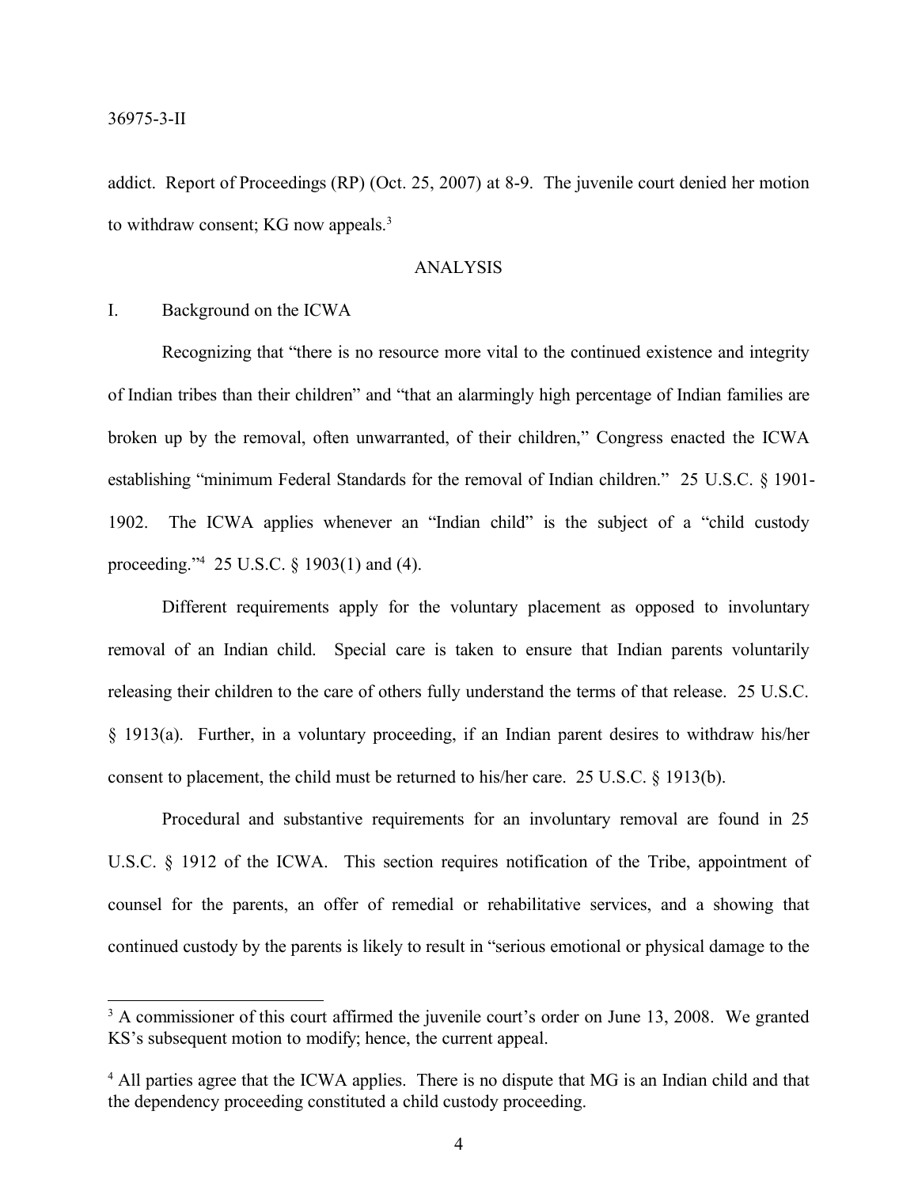addict. Report of Proceedings (RP) (Oct. 25, 2007) at 8-9. The juvenile court denied her motion to withdraw consent; KG now appeals.[3]

## ANALYSIS

### I. Background on the ICWA

Recognizing that "there is no resource more vital to the continued existence and integrity of Indian tribes than their children" and "that an alarmingly high percentage of Indian families are broken up by the removal, often unwarranted, of their children," Congress enacted the ICWA establishing "minimum Federal Standards for the removal of Indian children." 25 U.S.C. § 1901-1902. The ICWA applies whenever an "Indian child" is the subject of a "child custody proceeding."[4] 25 U.S.C. § 1903(1) and (4).

Different requirements apply for the voluntary placement as opposed to involuntary removal of an Indian child. Special care is taken to ensure that Indian parents voluntarily releasing their children to the care of others fully understand the terms of that release. 25 U.S.C. § 1913(a). Further, in a voluntary proceeding, if an Indian parent desires to withdraw his/her consent to placement, the child must be returned to his/her care. 25 U.S.C. § 1913(b).

Procedural and substantive requirements for an involuntary removal are found in 25 U.S.C. § 1912 of the ICWA. This section requires notification of the Tribe, appointment of counsel for the parents, an offer of remedial or rehabilitative services, and a showing that continued custody by the parents is likely to result in "serious emotional or physical damage to the

---

[3] A commissioner of this court affirmed the juvenile court's order on June 13, 2008. We granted KS's subsequent motion to modify; hence, the current appeal.

[4] All parties agree that the ICWA applies. There is no dispute that MG is an Indian child and that the dependency proceeding constituted a child custody proceeding.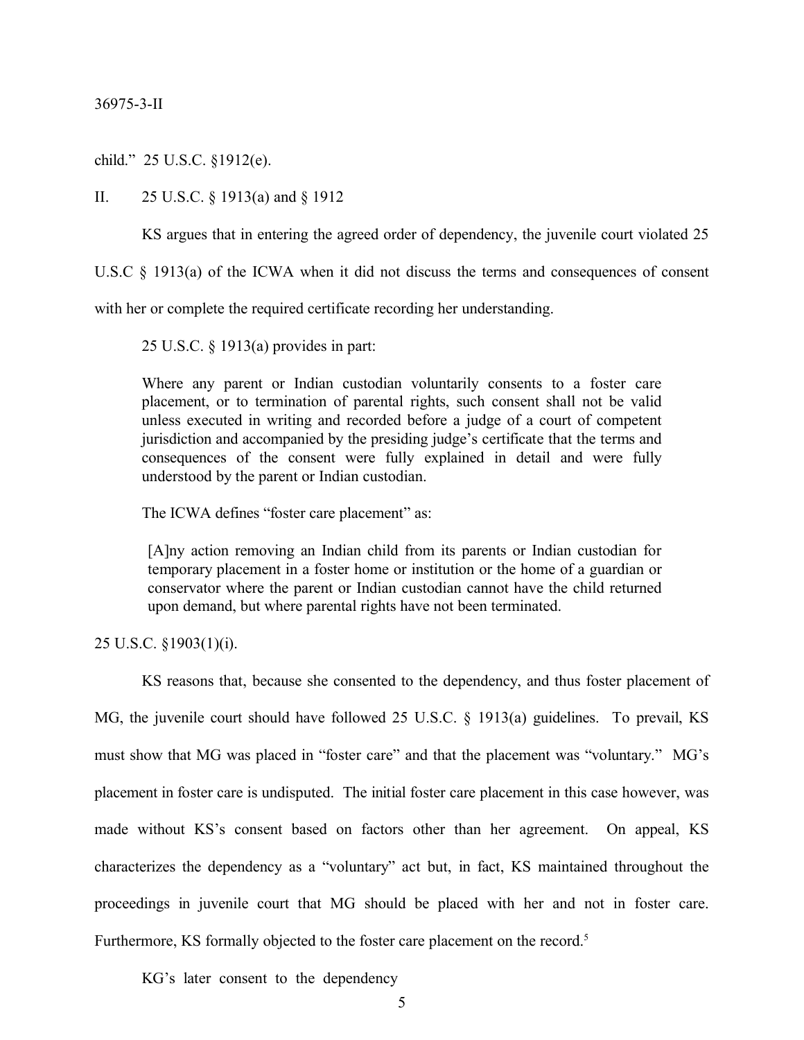child." 25 U.S.C. §1912(e).

## II. 25 U.S.C. § 1913(a) and § 1912

KS argues that in entering the agreed order of dependency, the juvenile court violated 25 U.S.C § 1913(a) of the ICWA when it did not discuss the terms and consequences of consent with her or complete the required certificate recording her understanding.

25 U.S.C. § 1913(a) provides in part:

> Where any parent or Indian custodian voluntarily consents to a foster care placement, or to termination of parental rights, such consent shall not be valid unless executed in writing and recorded before a judge of a court of competent jurisdiction and accompanied by the presiding judge's certificate that the terms and consequences of the consent were fully explained in detail and were fully understood by the parent or Indian custodian.

The ICWA defines "foster care placement" as:

> [A]ny action removing an Indian child from its parents or Indian custodian for temporary placement in a foster home or institution or the home of a guardian or conservator where the parent or Indian custodian cannot have the child returned upon demand, but where parental rights have not been terminated.

25 U.S.C. §1903(1)(i).

KS reasons that, because she consented to the dependency, and thus foster placement of MG, the juvenile court should have followed 25 U.S.C. § 1913(a) guidelines. To prevail, KS must show that MG was placed in "foster care" and that the placement was "voluntary." MG's placement in foster care is undisputed. The initial foster care placement in this case however, was made without KS's consent based on factors other than her agreement. On appeal, KS characterizes the dependency as a "voluntary" act but, in fact, KS maintained throughout the proceedings in juvenile court that MG should be placed with her and not in foster care. Furthermore, KS formally objected to the foster care placement on the record.[5]

KG's later consent to the dependency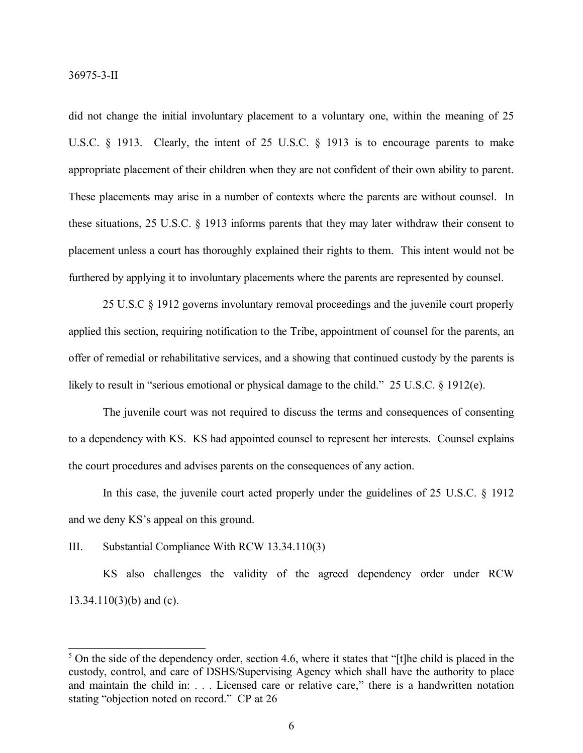did not change the initial involuntary placement to a voluntary one, within the meaning of 25 U.S.C. § 1913. Clearly, the intent of 25 U.S.C. § 1913 is to encourage parents to make appropriate placement of their children when they are not confident of their own ability to parent. These placements may arise in a number of contexts where the parents are without counsel. In these situations, 25 U.S.C. § 1913 informs parents that they may later withdraw their consent to placement unless a court has thoroughly explained their rights to them. This intent would not be furthered by applying it to involuntary placements where the parents are represented by counsel.

25 U.S.C § 1912 governs involuntary removal proceedings and the juvenile court properly applied this section, requiring notification to the Tribe, appointment of counsel for the parents, an offer of remedial or rehabilitative services, and a showing that continued custody by the parents is likely to result in "serious emotional or physical damage to the child." 25 U.S.C. § 1912(e).

The juvenile court was not required to discuss the terms and consequences of consenting to a dependency with KS. KS had appointed counsel to represent her interests. Counsel explains the court procedures and advises parents on the consequences of any action.

In this case, the juvenile court acted properly under the guidelines of 25 U.S.C. § 1912 and we deny KS's appeal on this ground.

III. Substantial Compliance With RCW 13.34.110(3)

KS also challenges the validity of the agreed dependency order under RCW 13.34.110(3)(b) and (c).

---

[5] On the side of the dependency order, section 4.6, where it states that "[t]he child is placed in the custody, control, and care of DSHS/Supervising Agency which shall have the authority to place and maintain the child in: . . . Licensed care or relative care," there is a handwritten notation stating "objection noted on record." CP at 26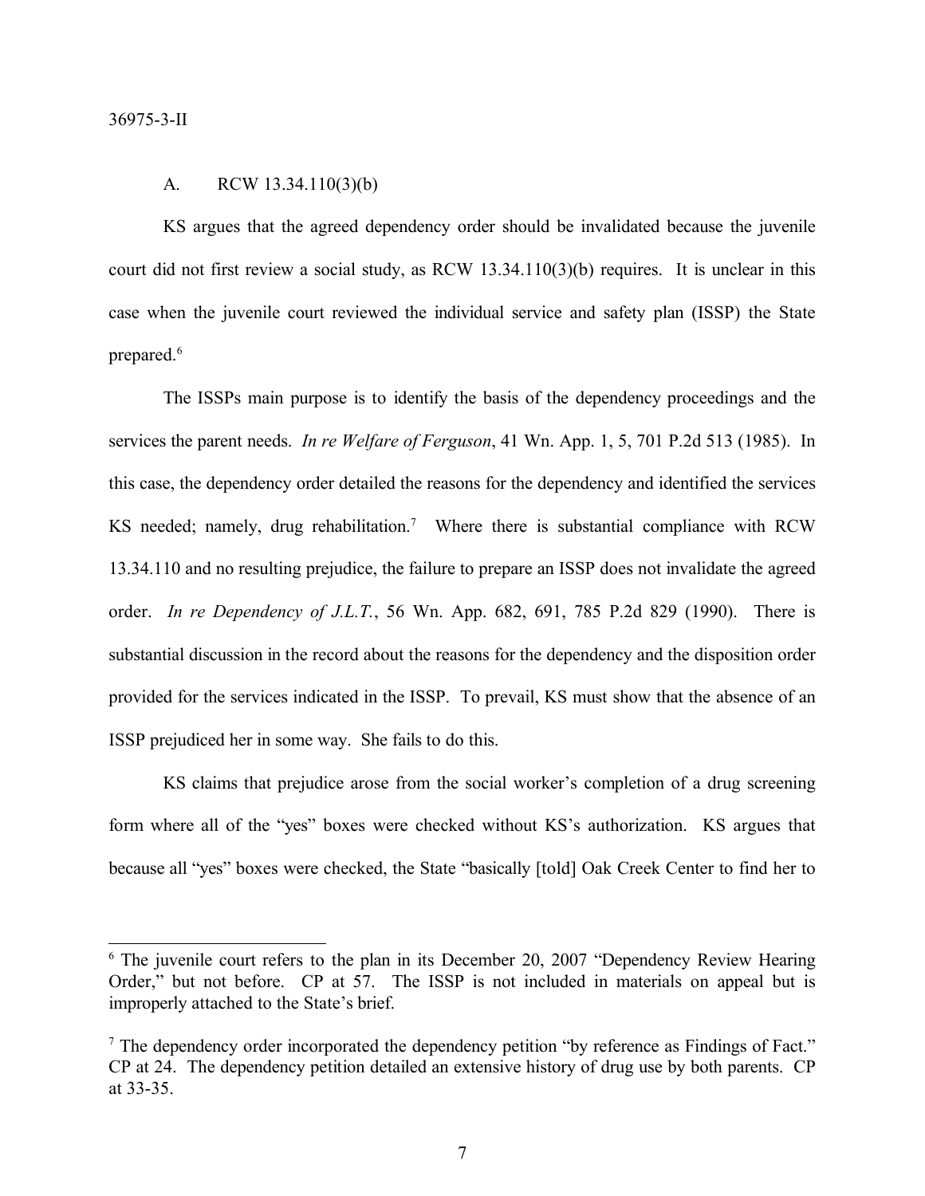### A. RCW 13.34.110(3)(b)

KS argues that the agreed dependency order should be invalidated because the juvenile court did not first review a social study, as RCW 13.34.110(3)(b) requires. It is unclear in this case when the juvenile court reviewed the individual service and safety plan (ISSP) the State prepared.[6]

The ISSPs main purpose is to identify the basis of the dependency proceedings and the services the parent needs. *In re Welfare of Ferguson*, 41 Wn. App. 1, 5, 701 P.2d 513 (1985). In this case, the dependency order detailed the reasons for the dependency and identified the services KS needed; namely, drug rehabilitation.[7] Where there is substantial compliance with RCW 13.34.110 and no resulting prejudice, the failure to prepare an ISSP does not invalidate the agreed order. *In re Dependency of J.L.T.*, 56 Wn. App. 682, 691, 785 P.2d 829 (1990). There is substantial discussion in the record about the reasons for the dependency and the disposition order provided for the services indicated in the ISSP. To prevail, KS must show that the absence of an ISSP prejudiced her in some way. She fails to do this.

KS claims that prejudice arose from the social worker's completion of a drug screening form where all of the "yes" boxes were checked without KS's authorization. KS argues that because all "yes" boxes were checked, the State "basically [told] Oak Creek Center to find her to

---

[6] The juvenile court refers to the plan in its December 20, 2007 "Dependency Review Hearing Order," but not before. CP at 57. The ISSP is not included in materials on appeal but is improperly attached to the State's brief.

[7] The dependency order incorporated the dependency petition "by reference as Findings of Fact." CP at 24. The dependency petition detailed an extensive history of drug use by both parents. CP at 33-35.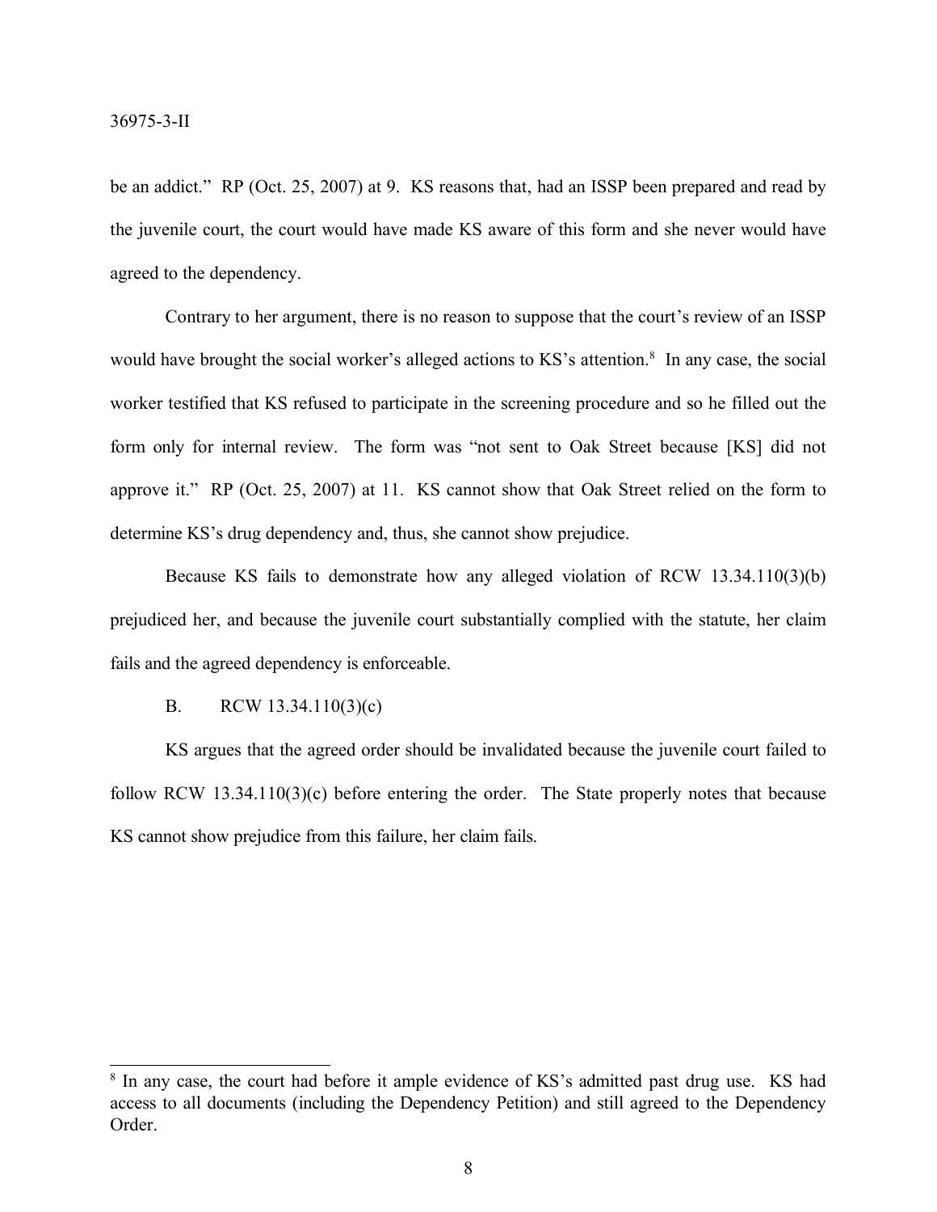be an addict." RP (Oct. 25, 2007) at 9. KS reasons that, had an ISSP been prepared and read by the juvenile court, the court would have made KS aware of this form and she never would have agreed to the dependency.

Contrary to her argument, there is no reason to suppose that the court's review of an ISSP would have brought the social worker's alleged actions to KS's attention.[8] In any case, the social worker testified that KS refused to participate in the screening procedure and so he filled out the form only for internal review. The form was "not sent to Oak Street because [KS] did not approve it." RP (Oct. 25, 2007) at 11. KS cannot show that Oak Street relied on the form to determine KS's drug dependency and, thus, she cannot show prejudice.

Because KS fails to demonstrate how any alleged violation of RCW 13.34.110(3)(b) prejudiced her, and because the juvenile court substantially complied with the statute, her claim fails and the agreed dependency is enforceable.

B. RCW 13.34.110(3)(c)

KS argues that the agreed order should be invalidated because the juvenile court failed to follow RCW 13.34.110(3)(c) before entering the order. The State properly notes that because KS cannot show prejudice from this failure, her claim fails.

---

[8] In any case, the court had before it ample evidence of KS's admitted past drug use. KS had access to all documents (including the Dependency Petition) and still agreed to the Dependency Order.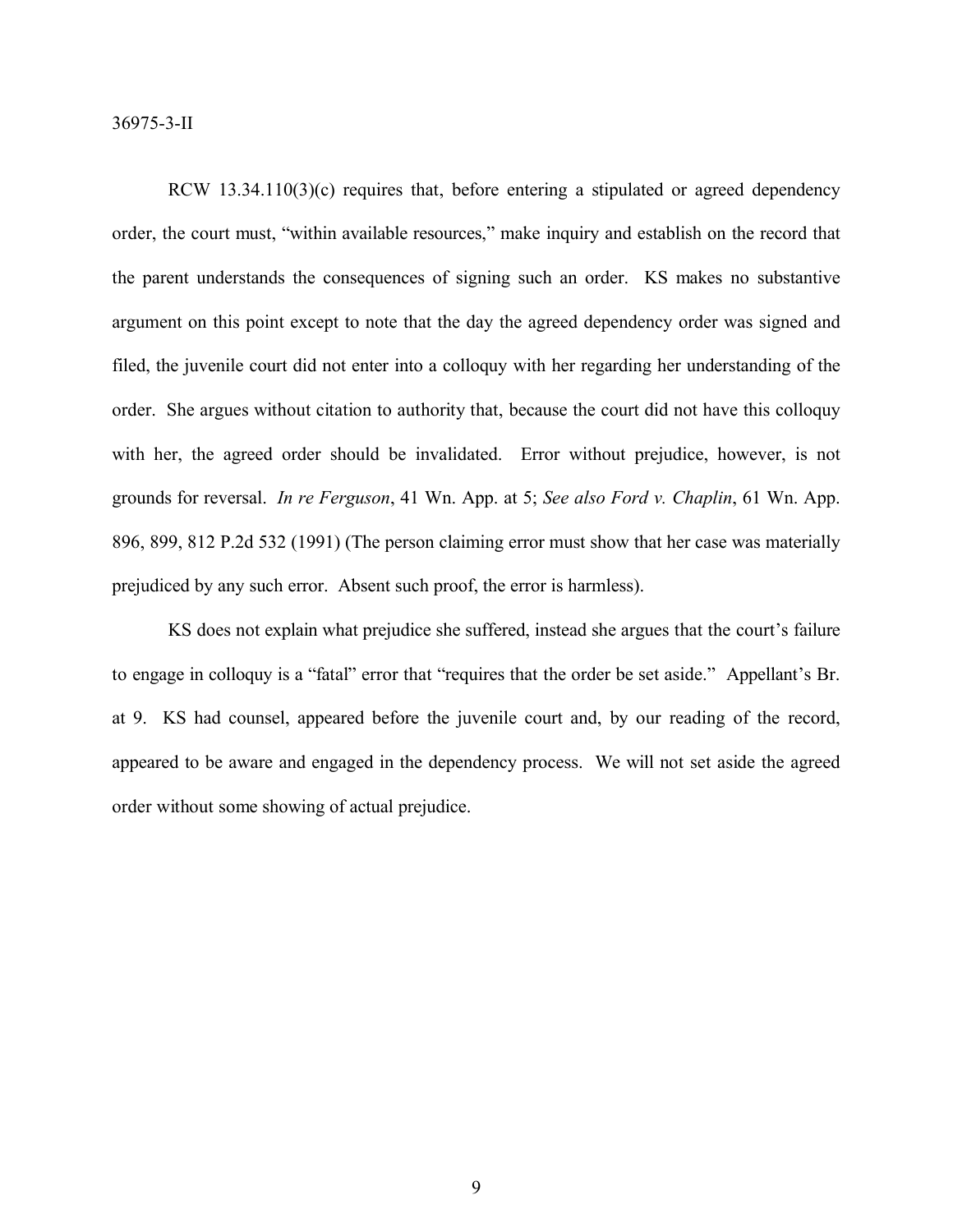RCW 13.34.110(3)(c) requires that, before entering a stipulated or agreed dependency order, the court must, "within available resources," make inquiry and establish on the record that the parent understands the consequences of signing such an order. KS makes no substantive argument on this point except to note that the day the agreed dependency order was signed and filed, the juvenile court did not enter into a colloquy with her regarding her understanding of the order. She argues without citation to authority that, because the court did not have this colloquy with her, the agreed order should be invalidated. Error without prejudice, however, is not grounds for reversal. *In re Ferguson*, 41 Wn. App. at 5; *See also Ford v. Chaplin*, 61 Wn. App. 896, 899, 812 P.2d 532 (1991) (The person claiming error must show that her case was materially prejudiced by any such error. Absent such proof, the error is harmless).

KS does not explain what prejudice she suffered, instead she argues that the court's failure to engage in colloquy is a "fatal" error that "requires that the order be set aside." Appellant's Br. at 9. KS had counsel, appeared before the juvenile court and, by our reading of the record, appeared to be aware and engaged in the dependency process. We will not set aside the agreed order without some showing of actual prejudice.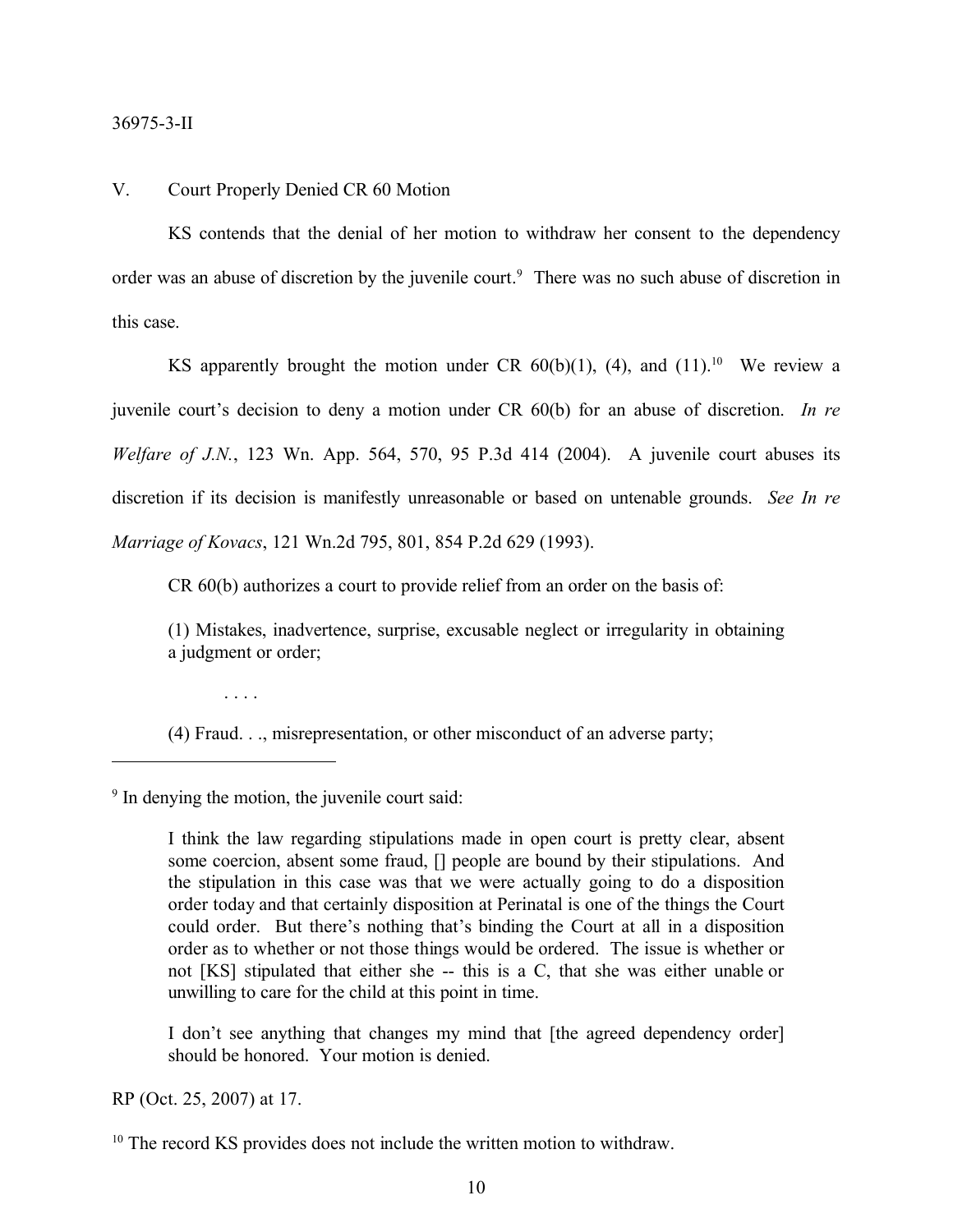V. Court Properly Denied CR 60 Motion

KS contends that the denial of her motion to withdraw her consent to the dependency order was an abuse of discretion by the juvenile court.[9] There was no such abuse of discretion in this case.

KS apparently brought the motion under CR 60(b)(1), (4), and (11).[10] We review a juvenile court's decision to deny a motion under CR 60(b) for an abuse of discretion. *In re Welfare of J.N.*, 123 Wn. App. 564, 570, 95 P.3d 414 (2004). A juvenile court abuses its discretion if its decision is manifestly unreasonable or based on untenable grounds. *See In re Marriage of Kovacs*, 121 Wn.2d 795, 801, 854 P.2d 629 (1993).

CR 60(b) authorizes a court to provide relief from an order on the basis of:

> (1) Mistakes, inadvertence, surprise, excusable neglect or irregularity in obtaining a judgment or order;
>
> . . . .
>
> (4) Fraud. . ., misrepresentation, or other misconduct of an adverse party;

---

[9] In denying the motion, the juvenile court said:

> I think the law regarding stipulations made in open court is pretty clear, absent some coercion, absent some fraud, [] people are bound by their stipulations. And the stipulation in this case was that we were actually going to do a disposition order today and that certainly disposition at Perinatal is one of the things the Court could order. But there's nothing that's binding the Court at all in a disposition order as to whether or not those things would be ordered. The issue is whether or not [KS] stipulated that either she -- this is a C, that she was either unable or unwilling to care for the child at this point in time.
>
> I don't see anything that changes my mind that [the agreed dependency order] should be honored. Your motion is denied.

RP (Oct. 25, 2007) at 17.

[10] The record KS provides does not include the written motion to withdraw.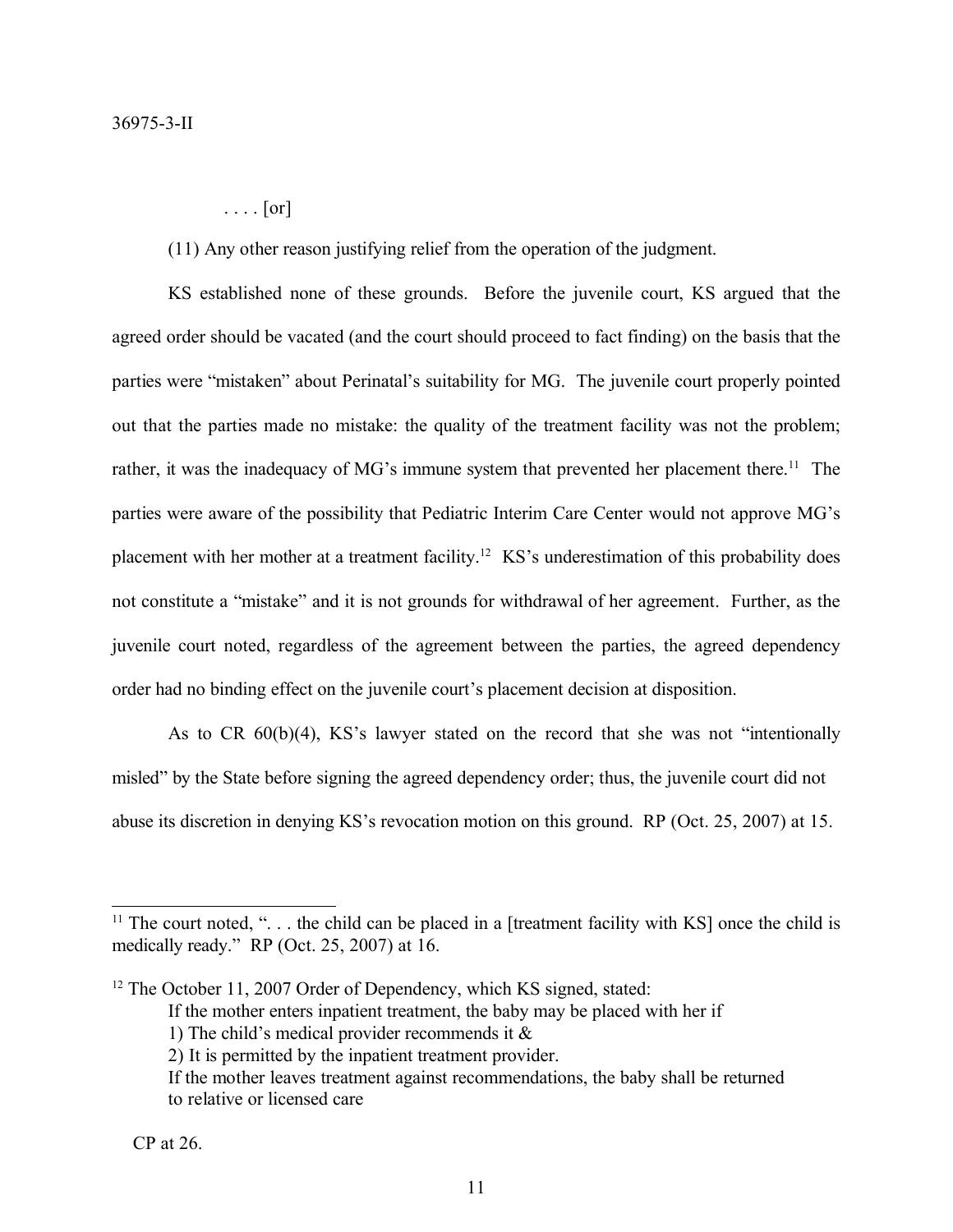. . . . [or]

(11) Any other reason justifying relief from the operation of the judgment.

KS established none of these grounds. Before the juvenile court, KS argued that the agreed order should be vacated (and the court should proceed to fact finding) on the basis that the parties were "mistaken" about Perinatal's suitability for MG. The juvenile court properly pointed out that the parties made no mistake: the quality of the treatment facility was not the problem; rather, it was the inadequacy of MG's immune system that prevented her placement there.[11] The parties were aware of the possibility that Pediatric Interim Care Center would not approve MG's placement with her mother at a treatment facility.[12] KS's underestimation of this probability does not constitute a "mistake" and it is not grounds for withdrawal of her agreement. Further, as the juvenile court noted, regardless of the agreement between the parties, the agreed dependency order had no binding effect on the juvenile court's placement decision at disposition.

As to CR 60(b)(4), KS's lawyer stated on the record that she was not "intentionally misled" by the State before signing the agreed dependency order; thus, the juvenile court did not abuse its discretion in denying KS's revocation motion on this ground. RP (Oct. 25, 2007) at 15.

---

[11] The court noted, ". . . the child can be placed in a [treatment facility with KS] once the child is medically ready." RP (Oct. 25, 2007) at 16.

[12] The October 11, 2007 Order of Dependency, which KS signed, stated:

> If the mother enters inpatient treatment, the baby may be placed with her if
> 1) The child's medical provider recommends it &
> 2) It is permitted by the inpatient treatment provider.
> If the mother leaves treatment against recommendations, the baby shall be returned to relative or licensed care

CP at 26.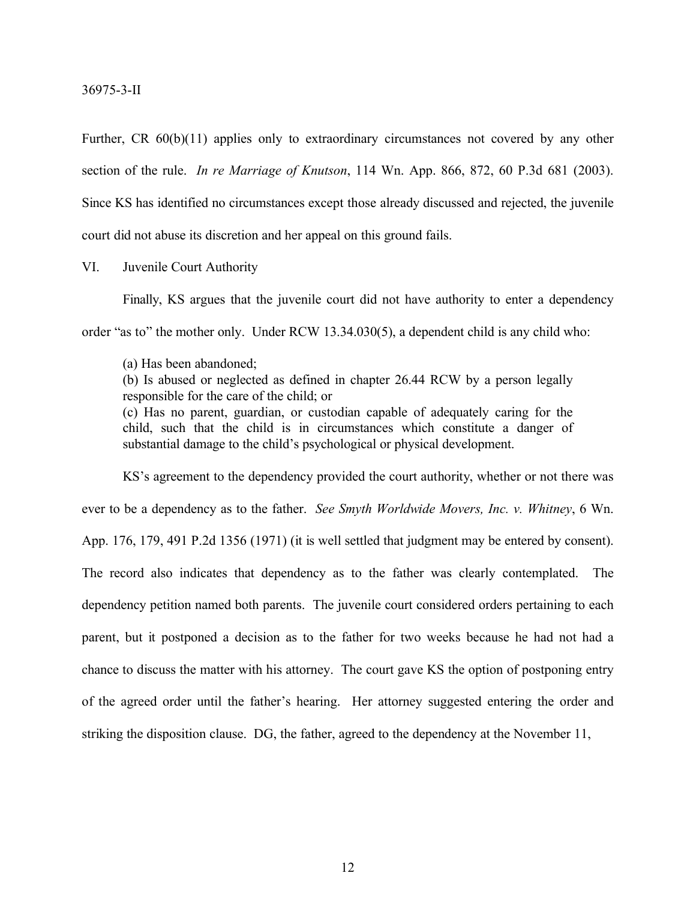Further, CR 60(b)(11) applies only to extraordinary circumstances not covered by any other section of the rule. *In re Marriage of Knutson*, 114 Wn. App. 866, 872, 60 P.3d 681 (2003). Since KS has identified no circumstances except those already discussed and rejected, the juvenile court did not abuse its discretion and her appeal on this ground fails.

VI. Juvenile Court Authority

Finally, KS argues that the juvenile court did not have authority to enter a dependency order "as to" the mother only. Under RCW 13.34.030(5), a dependent child is any child who:

> (a) Has been abandoned;
> (b) Is abused or neglected as defined in chapter 26.44 RCW by a person legally responsible for the care of the child; or
> (c) Has no parent, guardian, or custodian capable of adequately caring for the child, such that the child is in circumstances which constitute a danger of substantial damage to the child's psychological or physical development.

KS's agreement to the dependency provided the court authority, whether or not there was ever to be a dependency as to the father. *See Smyth Worldwide Movers, Inc. v. Whitney*, 6 Wn. App. 176, 179, 491 P.2d 1356 (1971) (it is well settled that judgment may be entered by consent). The record also indicates that dependency as to the father was clearly contemplated. The dependency petition named both parents. The juvenile court considered orders pertaining to each parent, but it postponed a decision as to the father for two weeks because he had not had a chance to discuss the matter with his attorney. The court gave KS the option of postponing entry of the agreed order until the father's hearing. Her attorney suggested entering the order and striking the disposition clause. DG, the father, agreed to the dependency at the November 11,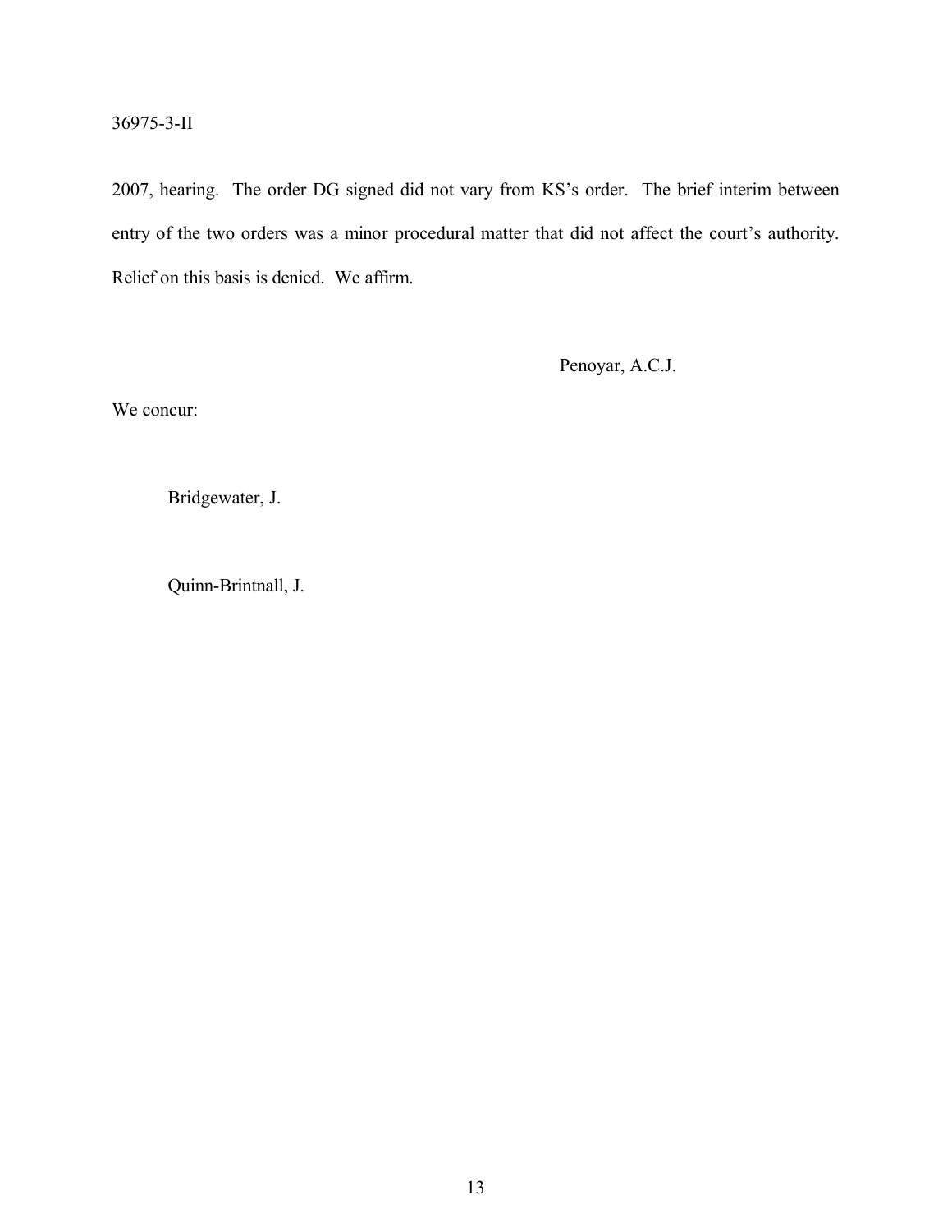2007, hearing. The order DG signed did not vary from KS's order. The brief interim between entry of the two orders was a minor procedural matter that did not affect the court's authority. Relief on this basis is denied. We affirm.

Penoyar, A.C.J.

We concur:

Bridgewater, J.

Quinn-Brintnall, J.